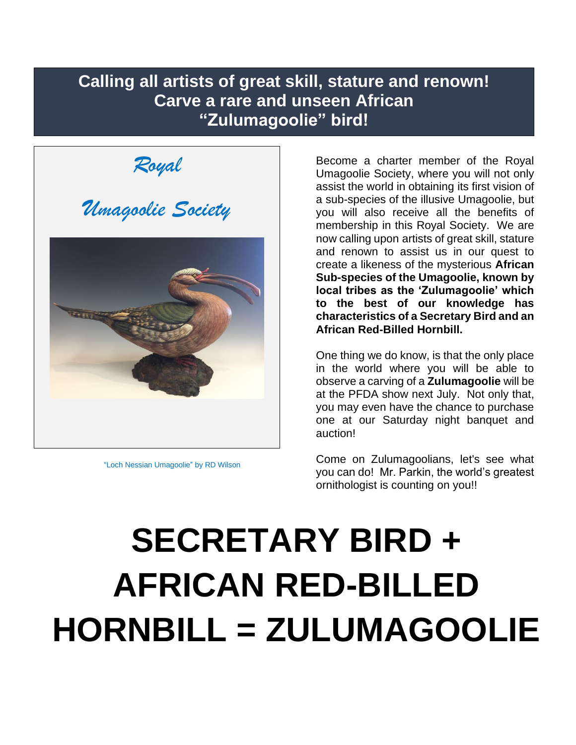# Calling all artists of great skill, stature and renown! Carve a rare and unseen African "Zulumagoolie" bird!

*Royal*

*Umagoolie Society*

"Loch Nessian Umagoolie" by RD Wilson

Become a charter member of the Royal Umagoolie Society, where you will not only assist the world in obtaining its first vision of a sub-species of the illusive Umagoolie, but you will also receive all the benefits of membership in this Royal Society. We are now calling upon artists of great skill, stature and renown to assist us in our quest to create a likeness of the mysterious **African Sub-species of the Umagoolie, known by local tribes as the 'Zulumagoolie' which to the best of our knowledge has characteristics of a Secretary Bird and an African Red-Billed Hornbill.**

One thing we do know, is that the only place in the world where you will be able to observe a carving of a **Zulumagoolie** will be at the PFDA show next July. Not only that, you may even have the chance to purchase one at our Saturday night banquet and auction!

Come on Zulumagoolians, let's see what you can do! Mr. Parkin, the world's greatest ornithologist is counting on you!!

# SECRETARY BIRD + AFRICAN RED-BILLED HORNBILL = ZULUMAGOOLIE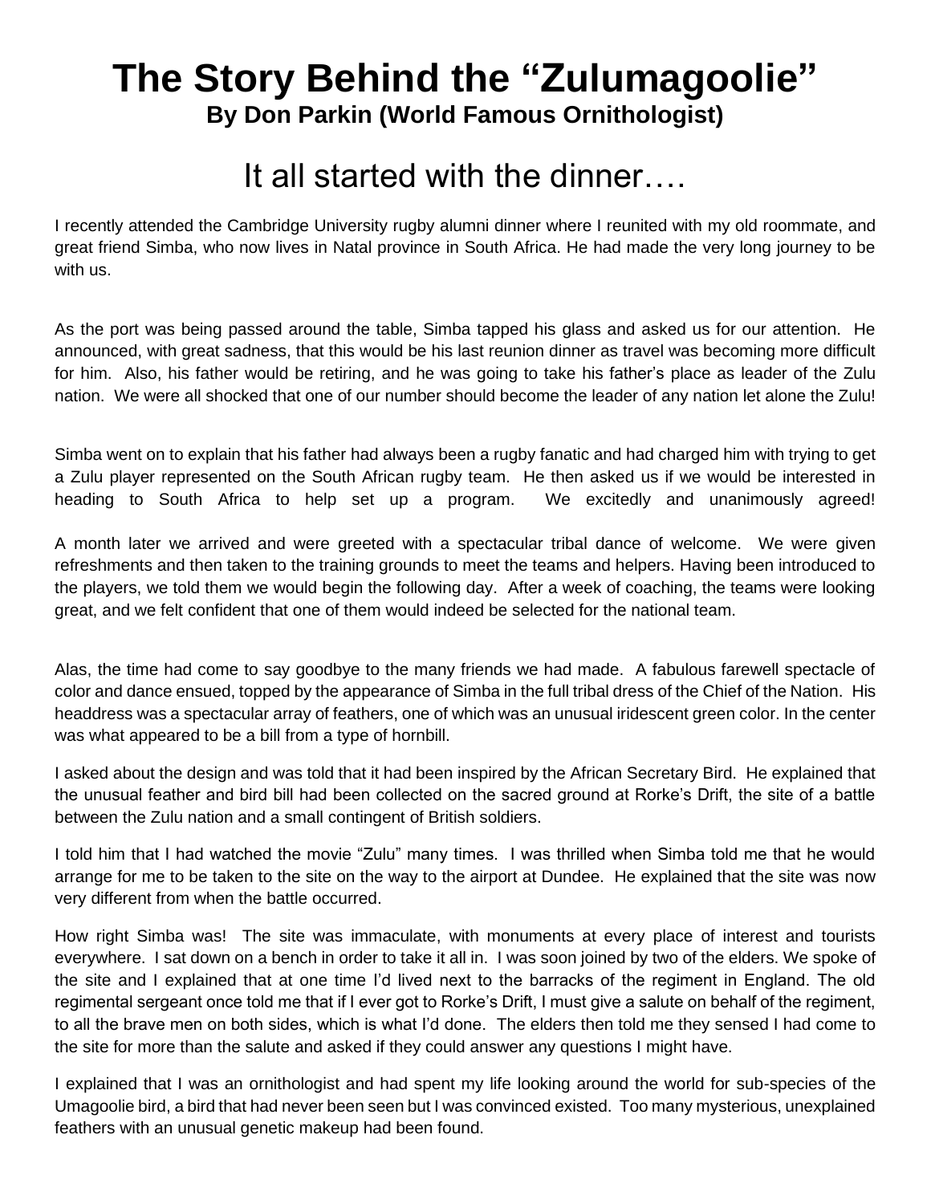# The Story Behind the "Zulumagoolie"

**By Don Parkin (World Famous Ornithologist)**

## It all started with the dinner….

I recently attended the Cambridge University rugby alumni dinner where I reunited with my old roommate, and great friend Simba, who now lives in Natal province in South Africa. He had made the very long journey to be with us.

As the port was being passed around the table, Simba tapped his glass and asked us for our attention. He announced, with great sadness, that this would be his last reunion dinner as travel was becoming more difficult for him. Also, his father would be retiring, and he was going to take his father's place as leader of the Zulu nation. We were all shocked that one of our number should become the leader of any nation let alone the Zulu!

Simba went on to explain that his father had always been a rugby fanatic and had charged him with trying to get a Zulu player represented on the South African rugby team. He then asked us if we would be interested in heading to South Africa to help set up a program. We excitedly and unanimously agreed!

A month later we arrived and were greeted with a spectacular tribal dance of welcome. We were given refreshments and then taken to the training grounds to meet the teams and helpers. Having been introduced to the players, we told them we would begin the following day. After a week of coaching, the teams were looking great, and we felt confident that one of them would indeed be selected for the national team.

Alas, the time had come to say goodbye to the many friends we had made. A fabulous farewell spectacle of color and dance ensued, topped by the appearance of Simba in the full tribal dress of the Chief of the Nation. His headdress was a spectacular array of feathers, one of which was an unusual iridescent green color. In the center was what appeared to be a bill from a type of hornbill.

I asked about the design and was told that it had been inspired by the African Secretary Bird. He explained that the unusual feather and bird bill had been collected on the sacred ground at Rorke's Drift, the site of a battle between the Zulu nation and a small contingent of British soldiers.

I told him that I had watched the movie "Zulu" many times. I was thrilled when Simba told me that he would arrange for me to be taken to the site on the way to the airport at Dundee. He explained that the site was now very different from when the battle occurred.

How right Simba was! The site was immaculate, with monuments at every place of interest and tourists everywhere. I sat down on a bench in order to take it all in. I was soon joined by two of the elders. We spoke of the site and I explained that at one time I'd lived next to the barracks of the regiment in England. The old regimental sergeant once told me that if I ever got to Rorke's Drift, I must give a salute on behalf of the regiment, to all the brave men on both sides, which is what I'd done. The elders then told me they sensed I had come to the site for more than the salute and asked if they could answer any questions I might have.

I explained that I was an ornithologist and had spent my life looking around the world for sub-species of the Umagoolie bird, a bird that had never been seen but I was convinced existed. Too many mysterious, unexplained feathers with an unusual genetic makeup had been found.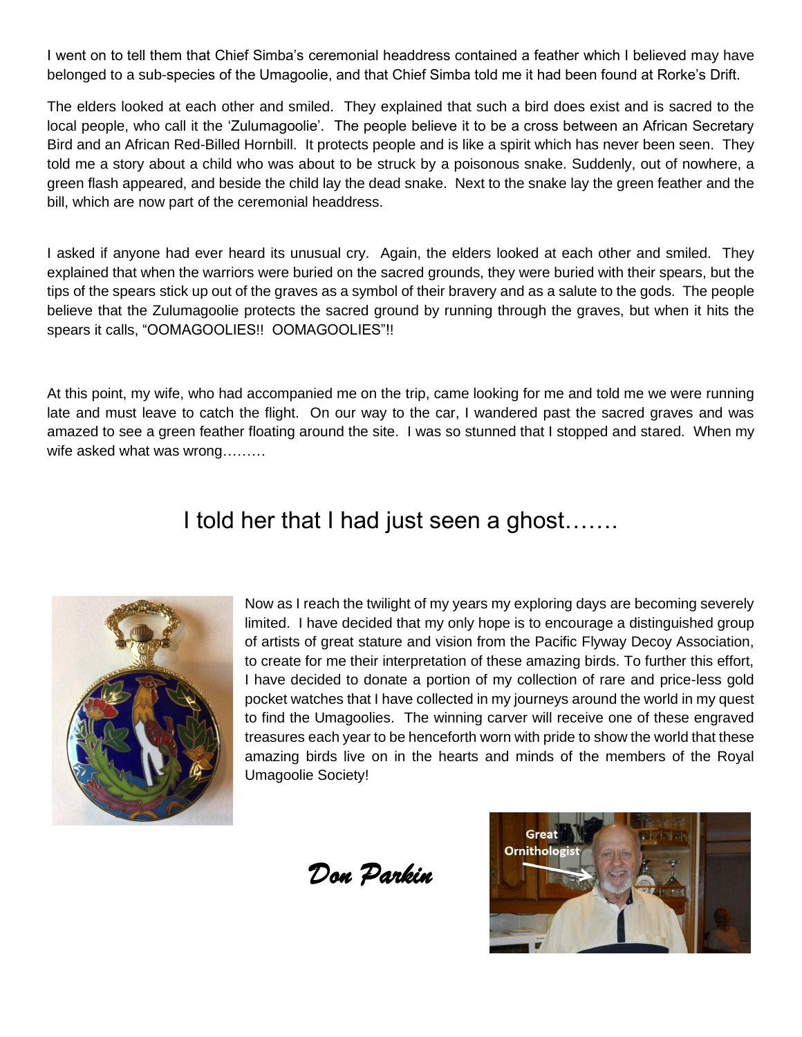I went on to tell them that Chief Simba's ceremonial headdress contained a feather which I believed may have belonged to a sub-species of the Umagoolie, and that Chief Simba told me it had been found at Rorke's Drift.

The elders looked at each other and smiled. They explained that such a bird does exist and is sacred to the local people, who call it the 'Zulumagoolie'. The people believe it to be a cross between an African Secretary Bird and an African Red-Billed Hornbill. It protects people and is like a spirit which has never been seen. They told me a story about a child who was about to be struck by a poisonous snake. Suddenly, out of nowhere, a green flash appeared, and beside the child lay the dead snake. Next to the snake lay the green feather and the bill, which are now part of the ceremonial headdress.

I asked if anyone had ever heard its unusual cry. Again, the elders looked at each other and smiled. They explained that when the warriors were buried on the sacred grounds, they were buried with their spears, but the tips of the spears stick up out of the graves as a symbol of their bravery and as a salute to the gods. The people believe that the Zulumagoolie protects the sacred ground by running through the graves, but when it hits the spears it calls, "OOMAGOOLIES!! OOMAGOOLIES"!!

At this point, my wife, who had accompanied me on the trip, came looking for me and told me we were running late and must leave to catch the flight. On our way to the car, I wandered past the sacred graves and was amazed to see a green feather floating around the site. I was so stunned that I stopped and stared. When my wife asked what was wrong………

## I told her that I had just seen a ghost…….

Now as I reach the twilight of my years my exploring days are becoming severely limited. I have decided that my only hope is to encourage a distinguished group of artists of great stature and vision from the Pacific Flyway Decoy Association, to create for me their interpretation of these amazing birds. To further this effort, I have decided to donate a portion of my collection of rare and price-less gold pocket watches that I have collected in my journeys around the world in my quest to find the Umagoolies. The winning carver will receive one of these engraved treasures each year to be henceforth worn with pride to show the world that these amazing birds live on in the hearts and minds of the members of the Royal Umagoolie Society!

*Don Parkin*

Great Ornithologist